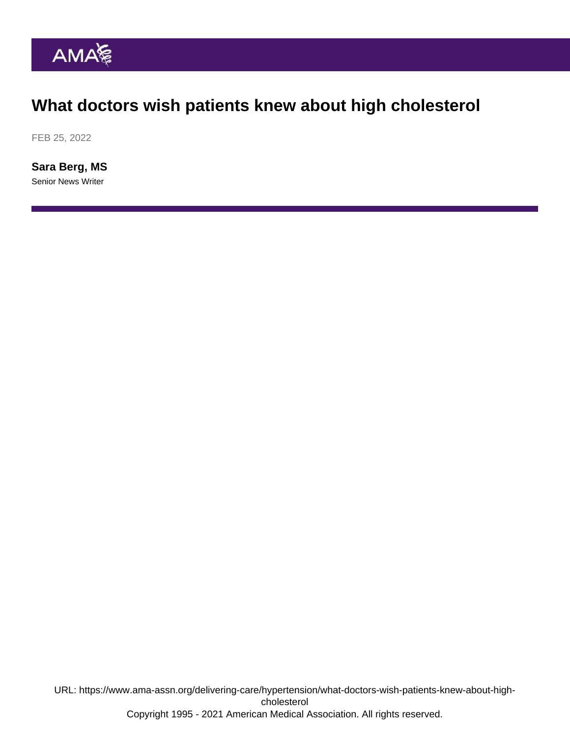# What doctors wish patients knew about high cholesterol

FEB 25, 2022

**Sara Berg, MS**

Senior News Writer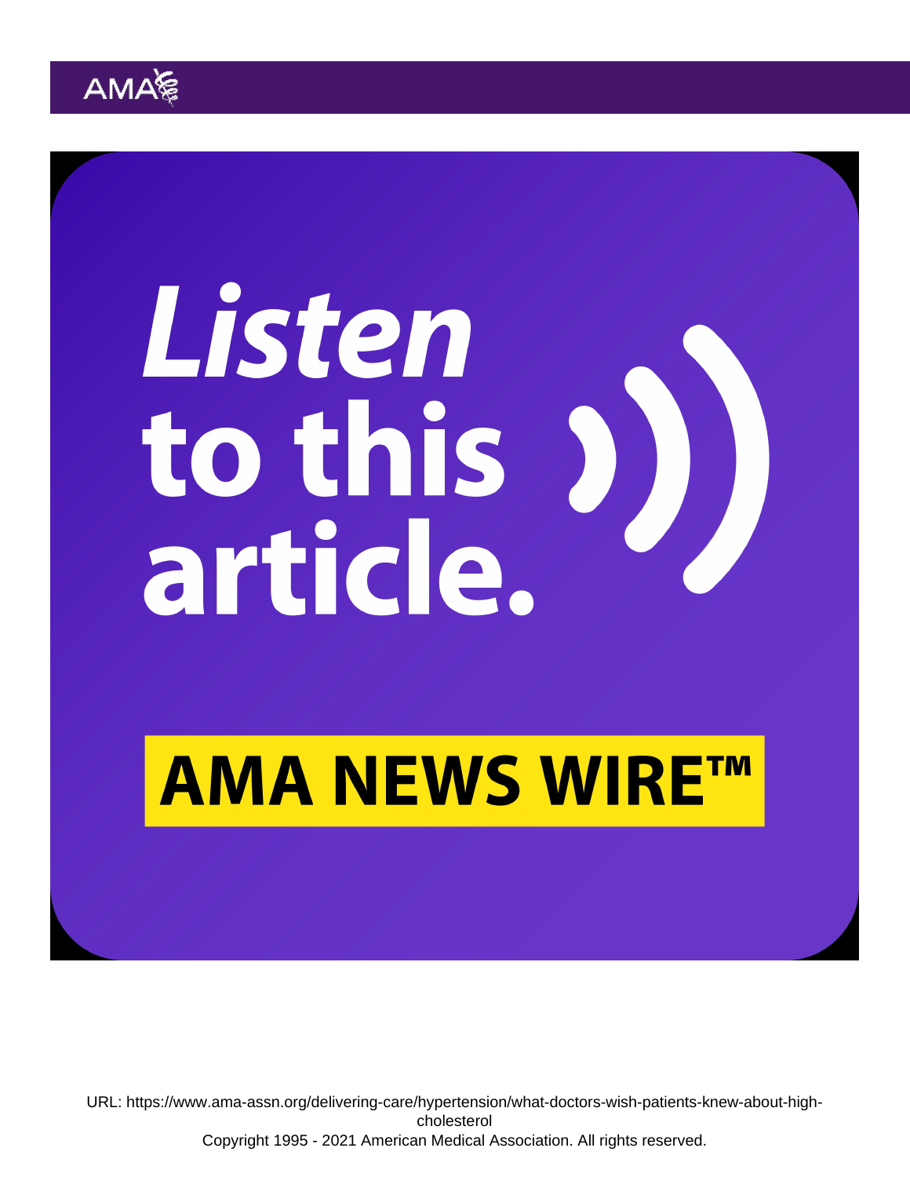Listen to this article.

AMA NEWS WIRE™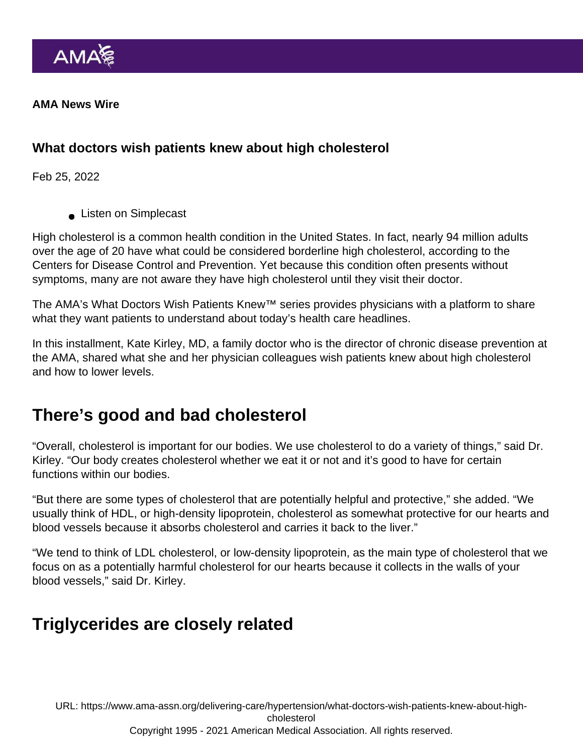AMA News Wire

### What doctors wish patients knew about high cholesterol

Feb 25, 2022

- Listen on Simplecast

High cholesterol is a common health condition in the United States. In fact, nearly 94 million adults over the age of 20 have what could be considered borderline high cholesterol, according to the Centers for Disease Control and Prevention. Yet because this condition often presents without symptoms, many are not aware they have high cholesterol until they visit their doctor.

The AMA's What Doctors Wish Patients Knew™ series provides physicians with a platform to share what they want patients to understand about today's health care headlines.

In this installment, Kate Kirley, MD, a family doctor who is the director of chronic disease prevention at the AMA, shared what she and her physician colleagues wish patients knew about high cholesterol and how to lower levels.

## There's good and bad cholesterol

"Overall, cholesterol is important for our bodies. We use cholesterol to do a variety of things," said Dr. Kirley. "Our body creates cholesterol whether we eat it or not and it's good to have for certain functions within our bodies.

"But there are some types of cholesterol that are potentially helpful and protective," she added. "We usually think of HDL, or high-density lipoprotein, cholesterol as somewhat protective for our hearts and blood vessels because it absorbs cholesterol and carries it back to the liver."

"We tend to think of LDL cholesterol, or low-density lipoprotein, as the main type of cholesterol that we focus on as a potentially harmful cholesterol for our hearts because it collects in the walls of your blood vessels," said Dr. Kirley.

## Triglycerides are closely related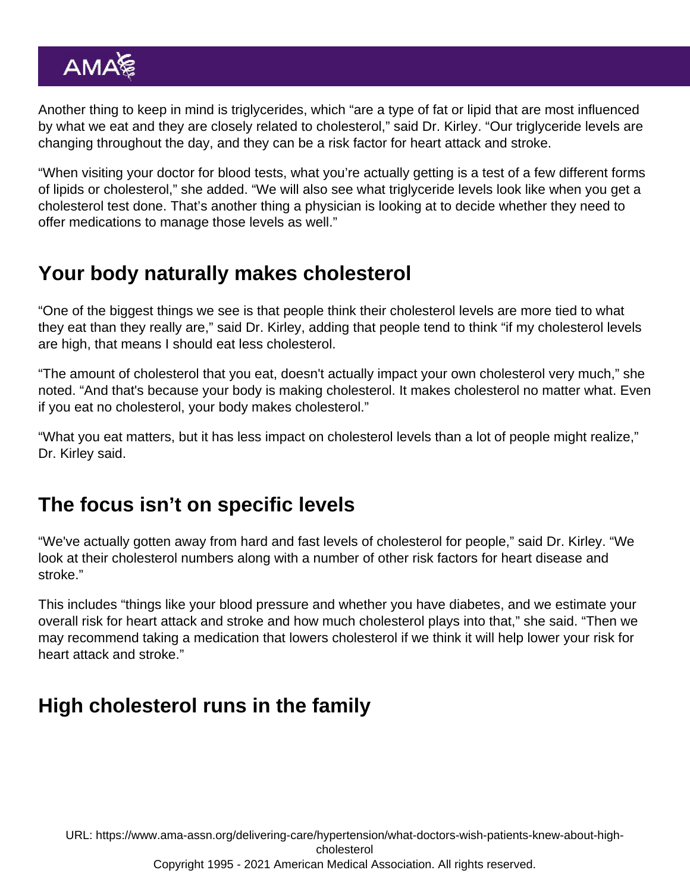Another thing to keep in mind is triglycerides, which “are a type of fat or lipid that are most influenced by what we eat and they are closely related to cholesterol,” said Dr. Kirley. “Our triglyceride levels are changing throughout the day, and they can be a risk factor for heart attack and stroke.

“When visiting your doctor for blood tests, what you’re actually getting is a test of a few different forms of lipids or cholesterol,” she added. “We will also see what triglyceride levels look like when you get a cholesterol test done. That’s another thing a physician is looking at to decide whether they need to offer medications to manage those levels as well.”

## Your body naturally makes cholesterol

“One of the biggest things we see is that people think their cholesterol levels are more tied to what they eat than they really are,” said Dr. Kirley, adding that people tend to think “if my cholesterol levels are high, that means I should eat less cholesterol.

“The amount of cholesterol that you eat, doesn't actually impact your own cholesterol very much,” she noted. “And that's because your body is making cholesterol. It makes cholesterol no matter what. Even if you eat no cholesterol, your body makes cholesterol.”

“What you eat matters, but it has less impact on cholesterol levels than a lot of people might realize,” Dr. Kirley said.

## The focus isn’t on specific levels

“We've actually gotten away from hard and fast levels of cholesterol for people,” said Dr. Kirley. “We look at their cholesterol numbers along with a number of other risk factors for heart disease and stroke.”

This includes “things like your blood pressure and whether you have diabetes, and we estimate your overall risk for heart attack and stroke and how much cholesterol plays into that,” she said. “Then we may recommend taking a medication that lowers cholesterol if we think it will help lower your risk for heart attack and stroke.”

## High cholesterol runs in the family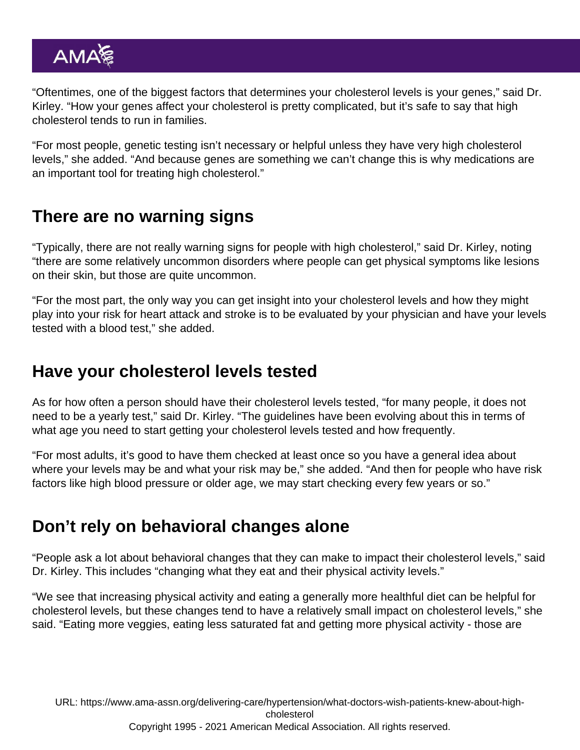"Oftentimes, one of the biggest factors that determines your cholesterol levels is your genes," said Dr. Kirley. "How your genes affect your cholesterol is pretty complicated, but it's safe to say that high cholesterol tends to run in families.

"For most people, genetic testing isn't necessary or helpful unless they have very high cholesterol levels," she added. "And because genes are something we can't change this is why medications are an important tool for treating high cholesterol."

## There are no warning signs

"Typically, there are not really warning signs for people with high cholesterol," said Dr. Kirley, noting "there are some relatively uncommon disorders where people can get physical symptoms like lesions on their skin, but those are quite uncommon.

"For the most part, the only way you can get insight into your cholesterol levels and how they might play into your risk for heart attack and stroke is to be evaluated by your physician and have your levels tested with a blood test," she added.

## Have your cholesterol levels tested

As for how often a person should have their cholesterol levels tested, "for many people, it does not need to be a yearly test," said Dr. Kirley. "The guidelines have been evolving about this in terms of what age you need to start getting your cholesterol levels tested and how frequently.

"For most adults, it's good to have them checked at least once so you have a general idea about where your levels may be and what your risk may be," she added. "And then for people who have risk factors like high blood pressure or older age, we may start checking every few years or so."

## Don't rely on behavioral changes alone

"People ask a lot about behavioral changes that they can make to impact their cholesterol levels," said Dr. Kirley. This includes "changing what they eat and their physical activity levels."

"We see that increasing physical activity and eating a generally more healthful diet can be helpful for cholesterol levels, but these changes tend to have a relatively small impact on cholesterol levels," she said. "Eating more veggies, eating less saturated fat and getting more physical activity - those are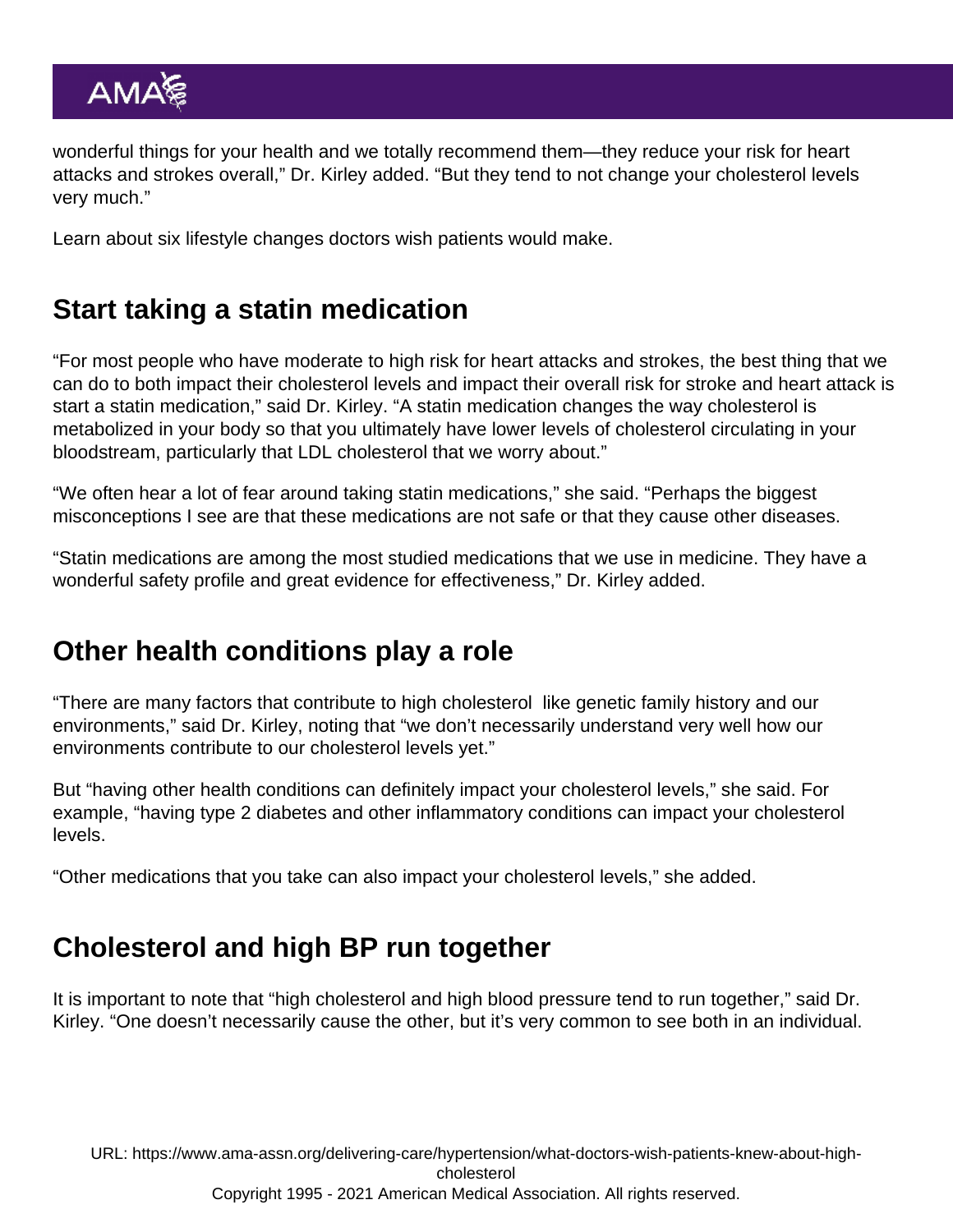wonderful things for your health and we totally recommend them—they reduce your risk for heart attacks and strokes overall," Dr. Kirley added. "But they tend to not change your cholesterol levels very much."

Learn about six lifestyle changes doctors wish patients would make.

## Start taking a statin medication

"For most people who have moderate to high risk for heart attacks and strokes, the best thing that we can do to both impact their cholesterol levels and impact their overall risk for stroke and heart attack is start a statin medication," said Dr. Kirley. "A statin medication changes the way cholesterol is metabolized in your body so that you ultimately have lower levels of cholesterol circulating in your bloodstream, particularly that LDL cholesterol that we worry about."

"We often hear a lot of fear around taking statin medications," she said. "Perhaps the biggest misconceptions I see are that these medications are not safe or that they cause other diseases.

"Statin medications are among the most studied medications that we use in medicine. They have a wonderful safety profile and great evidence for effectiveness," Dr. Kirley added.

## Other health conditions play a role

"There are many factors that contribute to high cholesterol like genetic family history and our environments," said Dr. Kirley, noting that "we don't necessarily understand very well how our environments contribute to our cholesterol levels yet."

But "having other health conditions can definitely impact your cholesterol levels," she said. For example, "having type 2 diabetes and other inflammatory conditions can impact your cholesterol levels.

"Other medications that you take can also impact your cholesterol levels," she added.

## Cholesterol and high BP run together

It is important to note that "high cholesterol and high blood pressure tend to run together," said Dr. Kirley. "One doesn't necessarily cause the other, but it's very common to see both in an individual.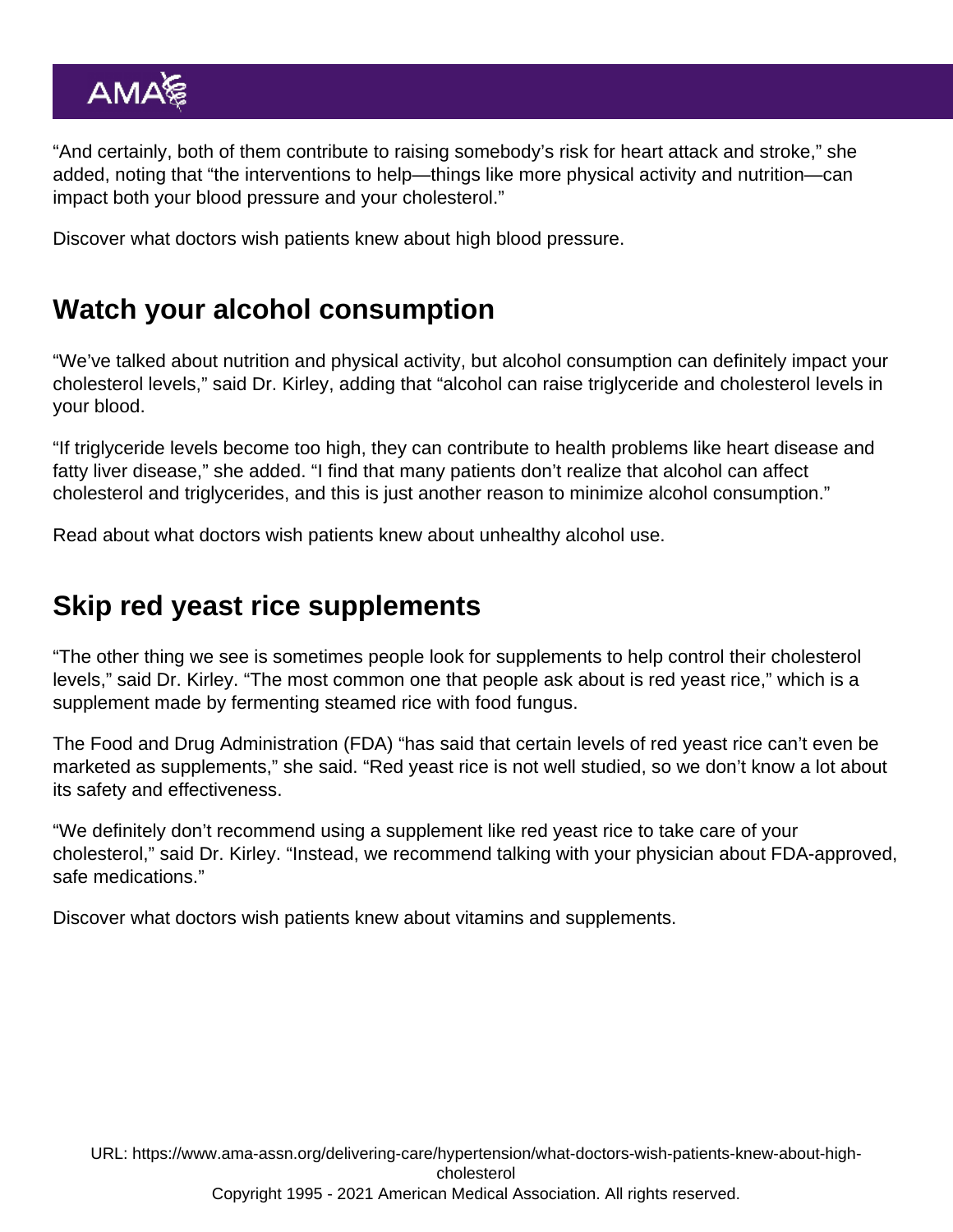"And certainly, both of them contribute to raising somebody's risk for heart attack and stroke," she added, noting that "the interventions to help—things like more physical activity and nutrition—can impact both your blood pressure and your cholesterol."

Discover what doctors wish patients knew about high blood pressure.

## Watch your alcohol consumption

"We've talked about nutrition and physical activity, but alcohol consumption can definitely impact your cholesterol levels," said Dr. Kirley, adding that "alcohol can raise triglyceride and cholesterol levels in your blood.

"If triglyceride levels become too high, they can contribute to health problems like heart disease and fatty liver disease," she added. "I find that many patients don't realize that alcohol can affect cholesterol and triglycerides, and this is just another reason to minimize alcohol consumption."

Read about what doctors wish patients knew about unhealthy alcohol use.

## Skip red yeast rice supplements

"The other thing we see is sometimes people look for supplements to help control their cholesterol levels," said Dr. Kirley. "The most common one that people ask about is red yeast rice," which is a supplement made by fermenting steamed rice with food fungus.

The Food and Drug Administration (FDA) "has said that certain levels of red yeast rice can't even be marketed as supplements," she said. "Red yeast rice is not well studied, so we don't know a lot about its safety and effectiveness.

"We definitely don't recommend using a supplement like red yeast rice to take care of your cholesterol," said Dr. Kirley. "Instead, we recommend talking with your physician about FDA-approved, safe medications."

Discover what doctors wish patients knew about vitamins and supplements.